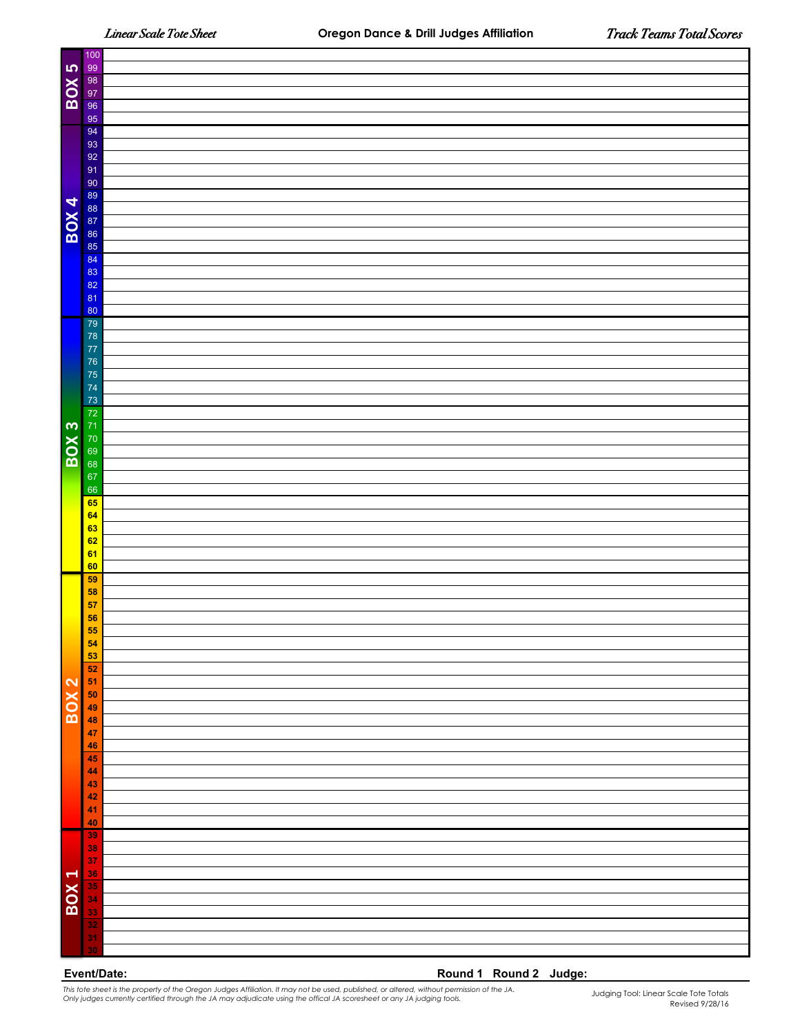*Linear Scale Tote Sheet* **Oregon Dance & Drill Judges Affiliation** *Track Teams Total Scores*

| Box | Score | |
|---|---|---|
| BOX 5 | 100 | |
| | 99 | |
| | 98 | |
| | 97 | |
| | 96 | |
| | 95 | |
| BOX 4 | 94 | |
| | 93 | |
| | 92 | |
| | 91 | |
| | 90 | |
| | 89 | |
| | 88 | |
| | 87 | |
| | 86 | |
| | 85 | |
| | 84 | |
| | 83 | |
| | 82 | |
| | 81 | |
| | 80 | |
| BOX 3 | 79 | |
| | 78 | |
| | 77 | |
| | 76 | |
| | 75 | |
| | 74 | |
| | 73 | |
| | 72 | |
| | 71 | |
| | 70 | |
| | 69 | |
| | 68 | |
| | 67 | |
| | 66 | |
| | 65 | |
| | 64 | |
| | 63 | |
| | 62 | |
| | 61 | |
| | 60 | |
| BOX 2 | 59 | |
| | 58 | |
| | 57 | |
| | 56 | |
| | 55 | |
| | 54 | |
| | 53 | |
| | 52 | |
| | 51 | |
| | 50 | |
| | 49 | |
| | 48 | |
| | 47 | |
| | 46 | |
| | 45 | |
| | 44 | |
| | 43 | |
| | 42 | |
| | 41 | |
| | 40 | |
| BOX 1 | 39 | |
| | 38 | |
| | 37 | |
| | 36 | |
| | 35 | |
| | 34 | |
| | 33 | |
| | 32 | |
| | 31 | |
| | 30 | |

**Event/Date:** **Round 1 Round 2 Judge:**

*This tote sheet is the property of the Oregon Judges Affiliation. It may not be used, published, or altered, without permission of the JA. Only judges currently certified through the JA may adjudicate using the offical JA scoresheet or any JA judging tools.*

Judging Tool: Linear Scale Tote Totals
Revised 9/28/16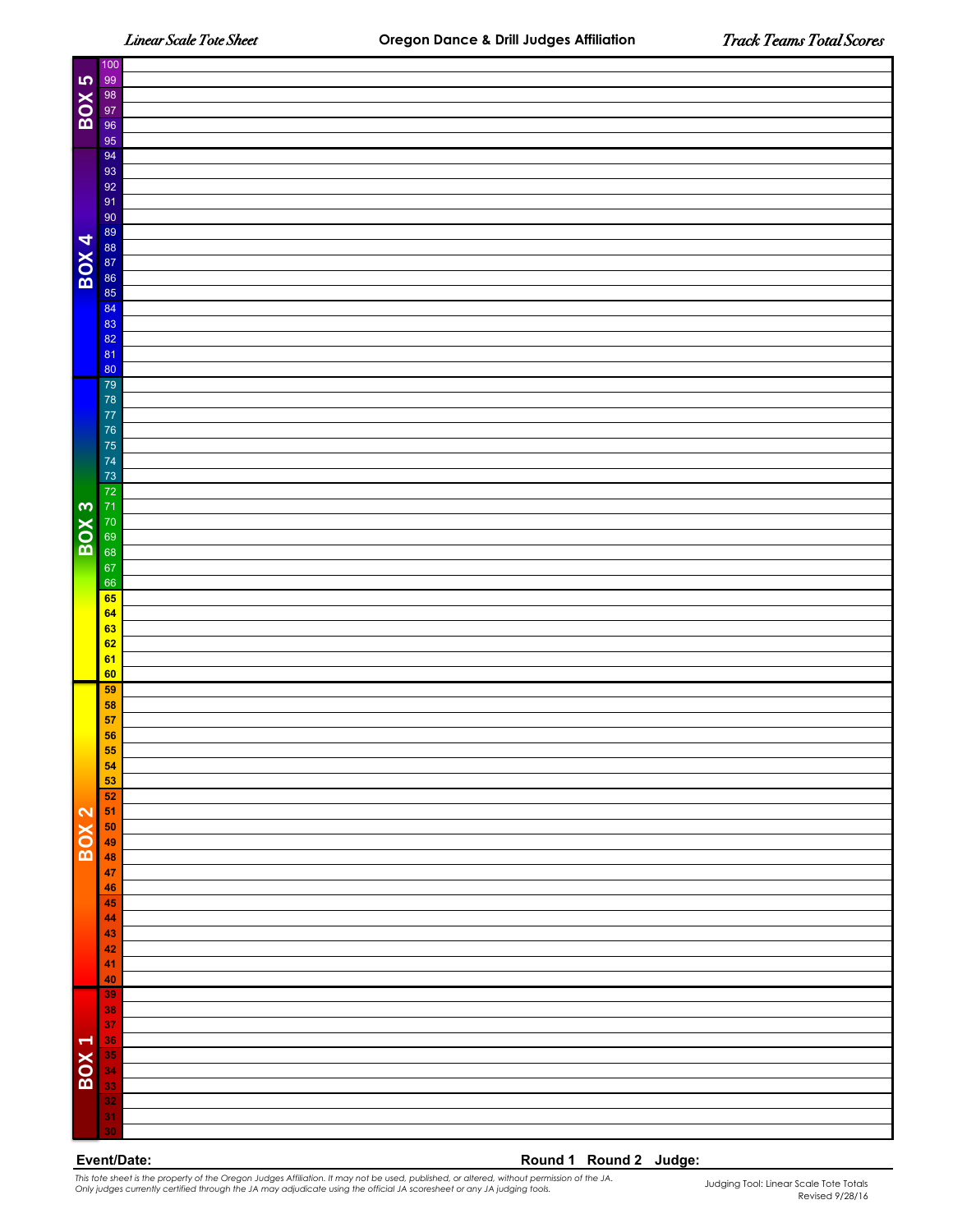*Linear Scale Tote Sheet*

**Oregon Dance & Drill Judges Affiliation**

*Track Teams Total Scores*

| Box | Score | |
|---|---|---|
| BOX 5 | 100 | |
| | 99 | |
| | 98 | |
| | 97 | |
| | 96 | |
| | 95 | |
| BOX 4 | 94 | |
| | 93 | |
| | 92 | |
| | 91 | |
| | 90 | |
| | 89 | |
| | 88 | |
| | 87 | |
| | 86 | |
| | 85 | |
| | 84 | |
| | 83 | |
| | 82 | |
| | 81 | |
| | 80 | |
| BOX 3 | 79 | |
| | 78 | |
| | 77 | |
| | 76 | |
| | 75 | |
| | 74 | |
| | 73 | |
| | 72 | |
| | 71 | |
| | 70 | |
| | 69 | |
| | 68 | |
| | 67 | |
| | 66 | |
| | 65 | |
| | 64 | |
| | 63 | |
| | 62 | |
| | 61 | |
| | 60 | |
| BOX 2 | 59 | |
| | 58 | |
| | 57 | |
| | 56 | |
| | 55 | |
| | 54 | |
| | 53 | |
| | 52 | |
| | 51 | |
| | 50 | |
| | 49 | |
| | 48 | |
| | 47 | |
| | 46 | |
| | 45 | |
| | 44 | |
| | 43 | |
| | 42 | |
| | 41 | |
| | 40 | |
| BOX 1 | 39 | |
| | 38 | |
| | 37 | |
| | 36 | |
| | 35 | |
| | 34 | |
| | 33 | |
| | 32 | |
| | 31 | |
| | 30 | |

**Event/Date:** **Round 1 Round 2 Judge:**

*This tote sheet is the property of the Oregon Judges Affiliation. It may not be used, published, or altered, without permission of the JA. Only judges currently certified through the JA may adjudicate using the official JA scoresheet or any JA judging tools.*

Judging Tool: Linear Scale Tote Totals
Revised 9/28/16